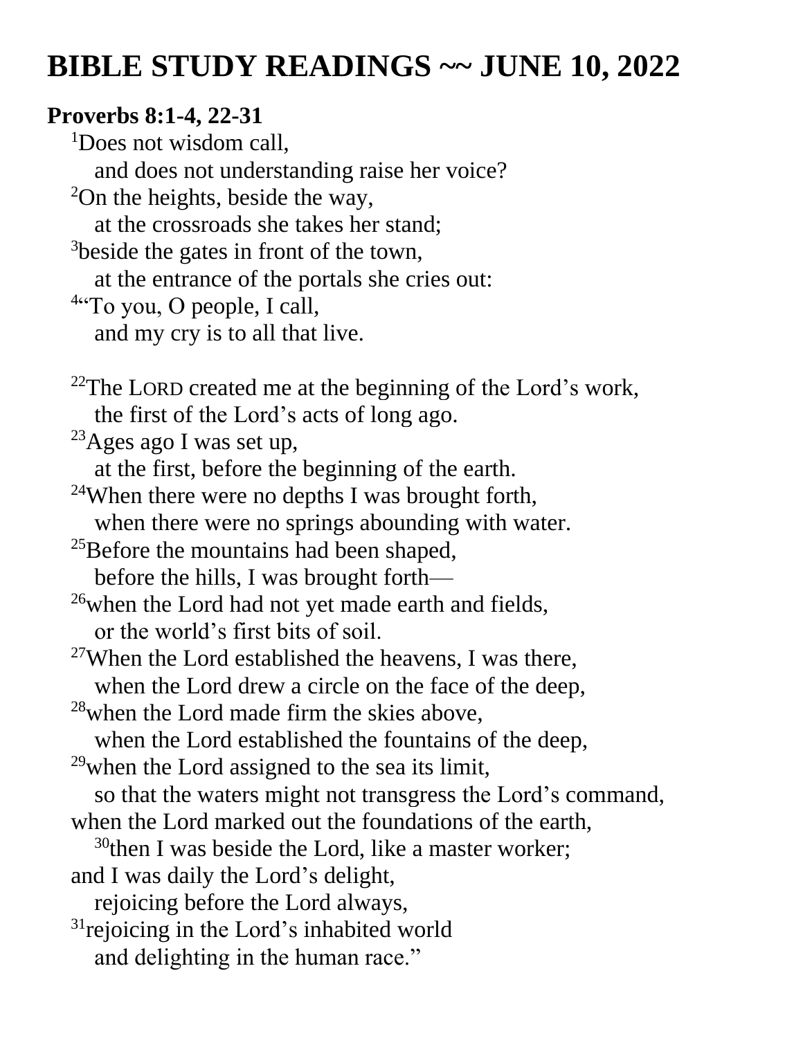# BIBLE STUDY READINGS ~~ JUNE 10, 2022

**Proverbs 8:1-4, 22-31**

[1]Does not wisdom call,
and does not understanding raise her voice?
[2]On the heights, beside the way,
at the crossroads she takes her stand;
[3]beside the gates in front of the town,
at the entrance of the portals she cries out:
[4]"To you, O people, I call,
and my cry is to all that live.

[22]The LORD created me at the beginning of the Lord's work,
the first of the Lord's acts of long ago.
[23]Ages ago I was set up,
at the first, before the beginning of the earth.
[24]When there were no depths I was brought forth,
when there were no springs abounding with water.
[25]Before the mountains had been shaped,
before the hills, I was brought forth—
[26]when the Lord had not yet made earth and fields,
or the world's first bits of soil.
[27]When the Lord established the heavens, I was there,
when the Lord drew a circle on the face of the deep,
[28]when the Lord made firm the skies above,
when the Lord established the fountains of the deep,
[29]when the Lord assigned to the sea its limit,
so that the waters might not transgress the Lord's command,
when the Lord marked out the foundations of the earth,
[30]then I was beside the Lord, like a master worker;
and I was daily the Lord's delight,
rejoicing before the Lord always,
[31]rejoicing in the Lord's inhabited world
and delighting in the human race."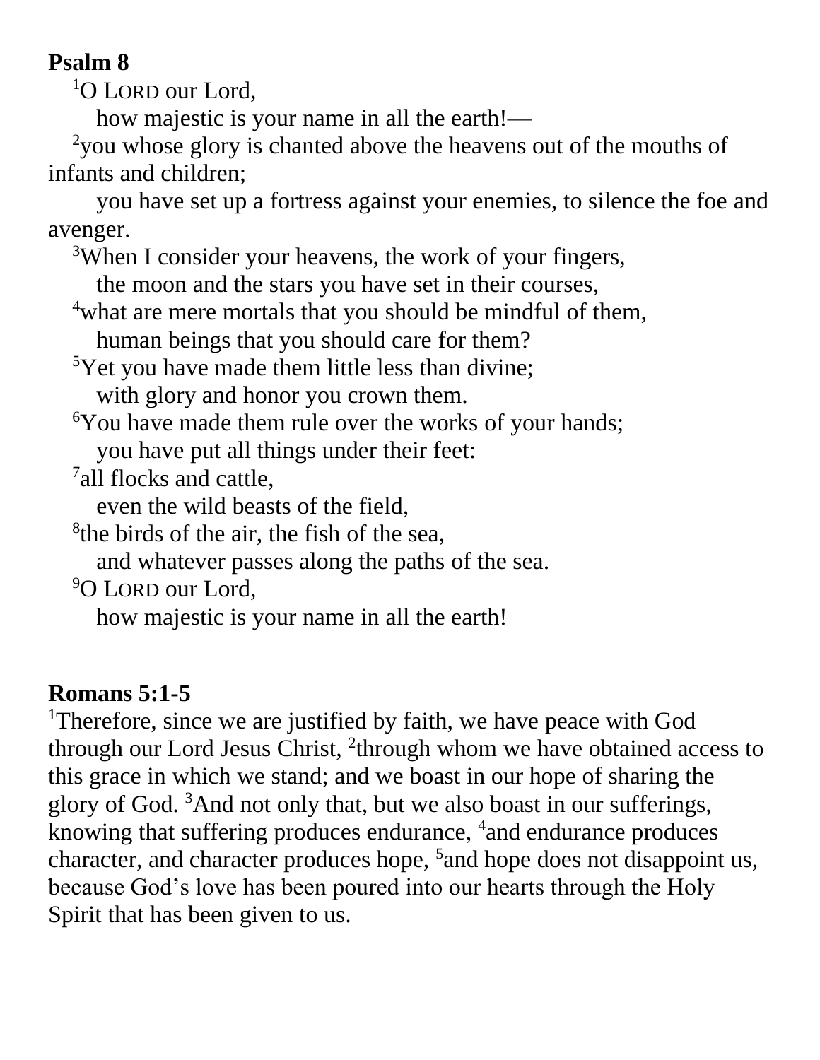**Psalm 8**

[1]O LORD our Lord,
how majestic is your name in all the earth!—
[2]you whose glory is chanted above the heavens out of the mouths of infants and children;
you have set up a fortress against your enemies, to silence the foe and avenger.
[3]When I consider your heavens, the work of your fingers,
the moon and the stars you have set in their courses,
[4]what are mere mortals that you should be mindful of them,
human beings that you should care for them?
[5]Yet you have made them little less than divine;
with glory and honor you crown them.
[6]You have made them rule over the works of your hands;
you have put all things under their feet:
[7]all flocks and cattle,
even the wild beasts of the field,
[8]the birds of the air, the fish of the sea,
and whatever passes along the paths of the sea.
[9]O LORD our Lord,
how majestic is your name in all the earth!

**Romans 5:1-5**

[1]Therefore, since we are justified by faith, we have peace with God through our Lord Jesus Christ, [2]through whom we have obtained access to this grace in which we stand; and we boast in our hope of sharing the glory of God. [3]And not only that, but we also boast in our sufferings, knowing that suffering produces endurance, [4]and endurance produces character, and character produces hope, [5]and hope does not disappoint us, because God's love has been poured into our hearts through the Holy Spirit that has been given to us.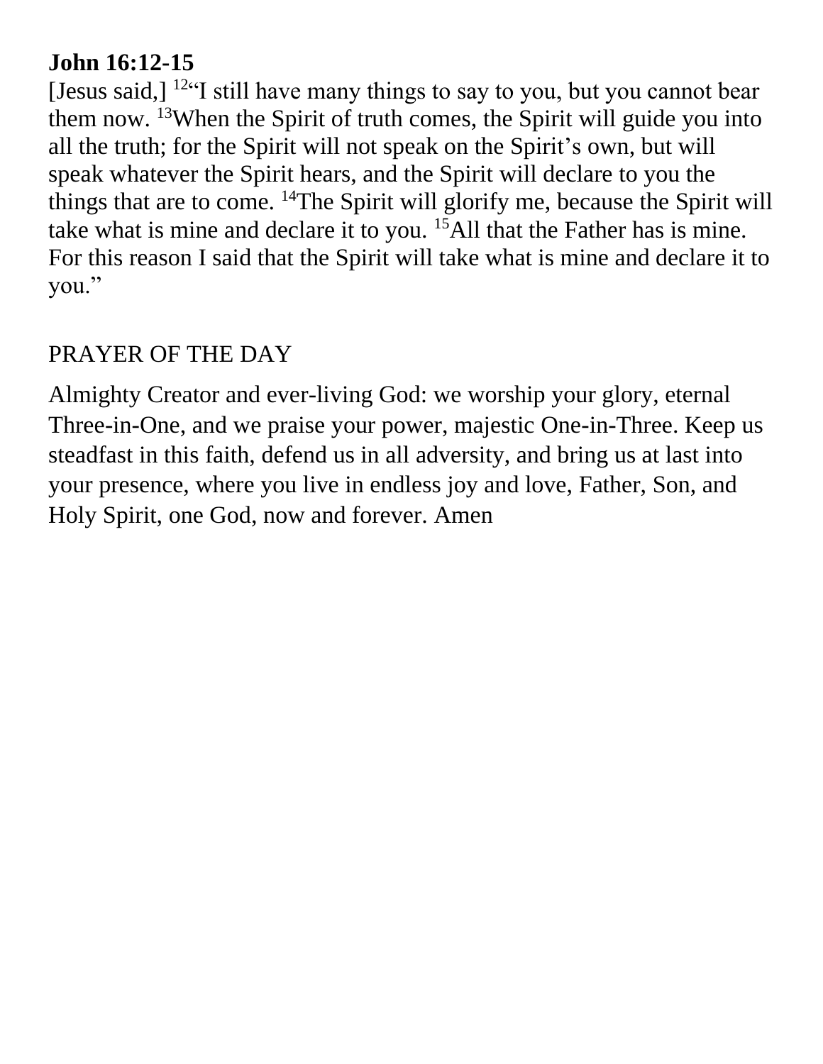**John 16:12-15**

[Jesus said,] [12]"I still have many things to say to you, but you cannot bear them now. [13]When the Spirit of truth comes, the Spirit will guide you into all the truth; for the Spirit will not speak on the Spirit's own, but will speak whatever the Spirit hears, and the Spirit will declare to you the things that are to come. [14]The Spirit will glorify me, because the Spirit will take what is mine and declare it to you. [15]All that the Father has is mine. For this reason I said that the Spirit will take what is mine and declare it to you."

PRAYER OF THE DAY

Almighty Creator and ever-living God: we worship your glory, eternal Three-in-One, and we praise your power, majestic One-in-Three. Keep us steadfast in this faith, defend us in all adversity, and bring us at last into your presence, where you live in endless joy and love, Father, Son, and Holy Spirit, one God, now and forever. Amen